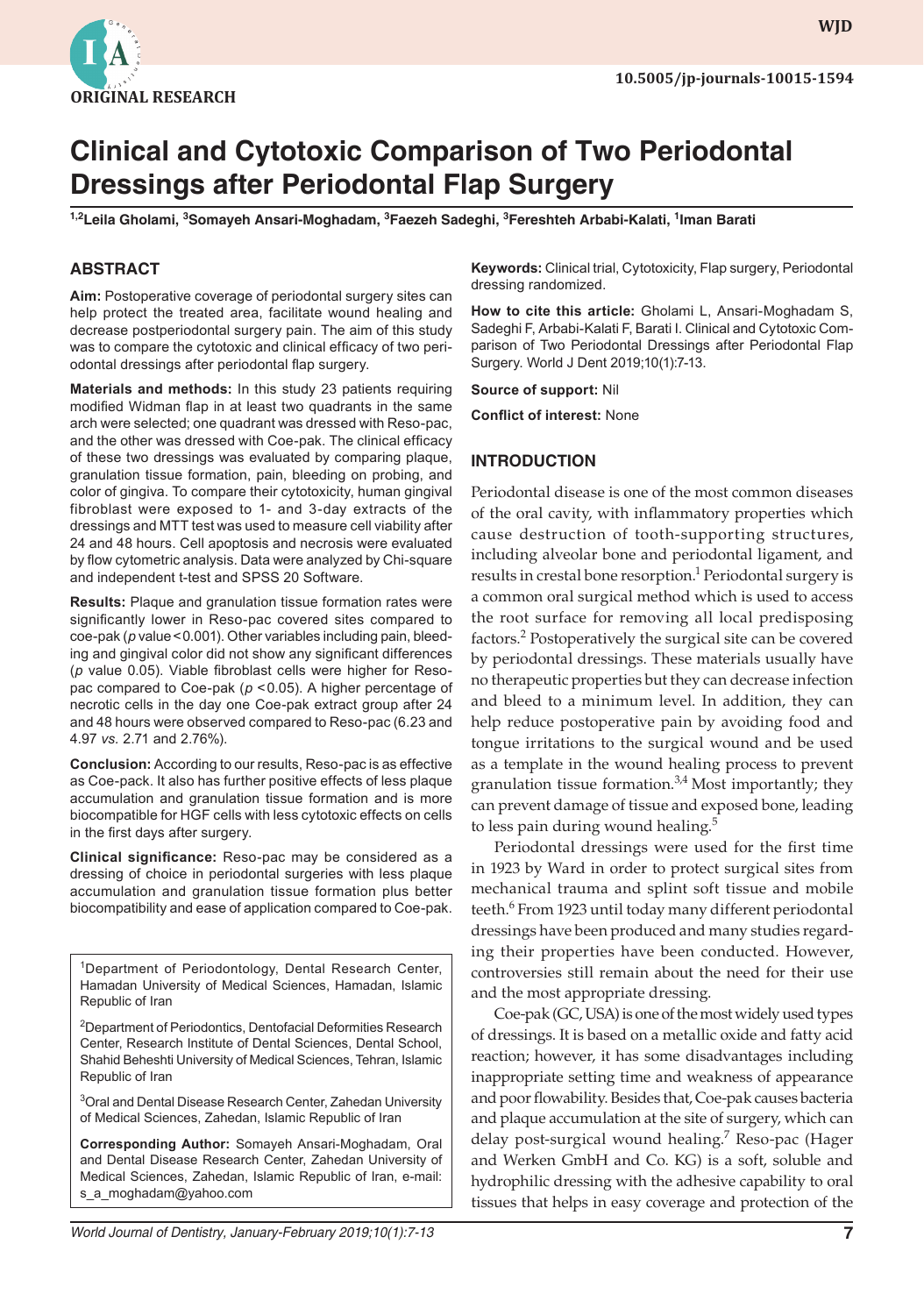ORIGINAL RESEARCH

10.5005/jp-journals-10015-1594

# Clinical and Cytotoxic Comparison of Two Periodontal Dressings after Periodontal Flap Surgery

[1,2]Leila Gholami, [3]Somayeh Ansari-Moghadam, [3]Faezeh Sadeghi, [3]Fereshteh Arbabi-Kalati, [1]Iman Barati

## ABSTRACT

**Aim:** Postoperative coverage of periodontal surgery sites can help protect the treated area, facilitate wound healing and decrease postperiodontal surgery pain. The aim of this study was to compare the cytotoxic and clinical efficacy of two periodontal dressings after periodontal flap surgery.

**Materials and methods:** In this study 23 patients requiring modified Widman flap in at least two quadrants in the same arch were selected; one quadrant was dressed with Reso-pac, and the other was dressed with Coe-pak. The clinical efficacy of these two dressings was evaluated by comparing plaque, granulation tissue formation, pain, bleeding on probing, and color of gingiva. To compare their cytotoxicity, human gingival fibroblast were exposed to 1- and 3-day extracts of the dressings and MTT test was used to measure cell viability after 24 and 48 hours. Cell apoptosis and necrosis were evaluated by flow cytometric analysis. Data were analyzed by Chi-square and independent t-test and SPSS 20 Software.

**Results:** Plaque and granulation tissue formation rates were significantly lower in Reso-pac covered sites compared to coe-pak ($p$ value < 0.001). Other variables including pain, bleeding and gingival color did not show any significant differences ($p$ value 0.05). Viable fibroblast cells were higher for Reso-pac compared to Coe-pak ($p < 0.05$). A higher percentage of necrotic cells in the day one Coe-pak extract group after 24 and 48 hours were observed compared to Reso-pac (6.23 and 4.97 *vs.* 2.71 and 2.76%).

**Conclusion:** According to our results, Reso-pac is as effective as Coe-pack. It also has further positive effects of less plaque accumulation and granulation tissue formation and is more biocompatible for HGF cells with less cytotoxic effects on cells in the first days after surgery.

**Clinical significance:** Reso-pac may be considered as a dressing of choice in periodontal surgeries with less plaque accumulation and granulation tissue formation plus better biocompatibility and ease of application compared to Coe-pak.

[1]Department of Periodontology, Dental Research Center, Hamadan University of Medical Sciences, Hamadan, Islamic Republic of Iran

[2]Department of Periodontics, Dentofacial Deformities Research Center, Research Institute of Dental Sciences, Dental School, Shahid Beheshti University of Medical Sciences, Tehran, Islamic Republic of Iran

[3]Oral and Dental Disease Research Center, Zahedan University of Medical Sciences, Zahedan, Islamic Republic of Iran

**Corresponding Author:** Somayeh Ansari-Moghadam, Oral and Dental Disease Research Center, Zahedan University of Medical Sciences, Zahedan, Islamic Republic of Iran, e-mail: s_a_moghadam@yahoo.com

**Keywords:** Clinical trial, Cytotoxicity, Flap surgery, Periodontal dressing randomized.

**How to cite this article:** Gholami L, Ansari-Moghadam S, Sadeghi F, Arbabi-Kalati F, Barati I. Clinical and Cytotoxic Comparison of Two Periodontal Dressings after Periodontal Flap Surgery. World J Dent 2019;10(1):7-13.

**Source of support:** Nil

**Conflict of interest:** None

## INTRODUCTION

Periodontal disease is one of the most common diseases of the oral cavity, with inflammatory properties which cause destruction of tooth-supporting structures, including alveolar bone and periodontal ligament, and results in crestal bone resorption.[1] Periodontal surgery is a common oral surgical method which is used to access the root surface for removing all local predisposing factors.[2] Postoperatively the surgical site can be covered by periodontal dressings. These materials usually have no therapeutic properties but they can decrease infection and bleed to a minimum level. In addition, they can help reduce postoperative pain by avoiding food and tongue irritations to the surgical wound and be used as a template in the wound healing process to prevent granulation tissue formation.[3,4] Most importantly; they can prevent damage of tissue and exposed bone, leading to less pain during wound healing.[5]

Periodontal dressings were used for the first time in 1923 by Ward in order to protect surgical sites from mechanical trauma and splint soft tissue and mobile teeth.[6] From 1923 until today many different periodontal dressings have been produced and many studies regarding their properties have been conducted. However, controversies still remain about the need for their use and the most appropriate dressing.

Coe-pak (GC, USA) is one of the most widely used types of dressings. It is based on a metallic oxide and fatty acid reaction; however, it has some disadvantages including inappropriate setting time and weakness of appearance and poor flowability. Besides that, Coe-pak causes bacteria and plaque accumulation at the site of surgery, which can delay post-surgical wound healing.[7] Reso-pac (Hager and Werken GmbH and Co. KG) is a soft, soluble and hydrophilic dressing with the adhesive capability to oral tissues that helps in easy coverage and protection of the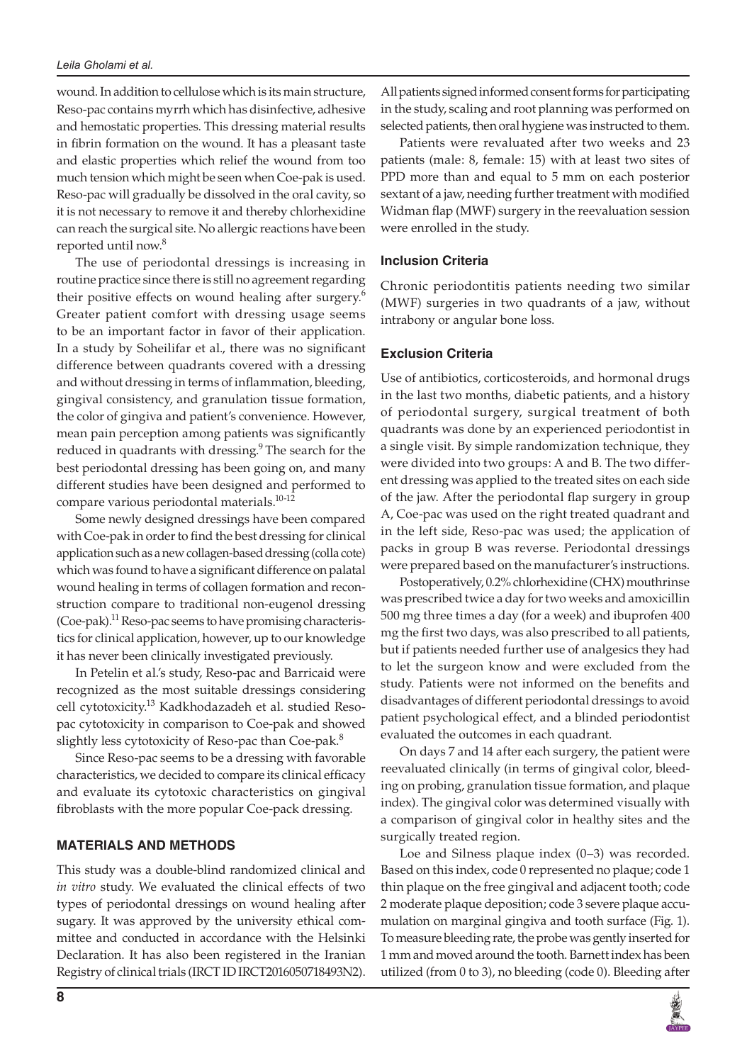wound. In addition to cellulose which is its main structure, Reso-pac contains myrrh which has disinfective, adhesive and hemostatic properties. This dressing material results in fibrin formation on the wound. It has a pleasant taste and elastic properties which relief the wound from too much tension which might be seen when Coe-pak is used. Reso-pac will gradually be dissolved in the oral cavity, so it is not necessary to remove it and thereby chlorhexidine can reach the surgical site. No allergic reactions have been reported until now.[8]

The use of periodontal dressings is increasing in routine practice since there is still no agreement regarding their positive effects on wound healing after surgery.[6] Greater patient comfort with dressing usage seems to be an important factor in favor of their application. In a study by Soheilifar et al., there was no significant difference between quadrants covered with a dressing and without dressing in terms of inflammation, bleeding, gingival consistency, and granulation tissue formation, the color of gingiva and patient's convenience. However, mean pain perception among patients was significantly reduced in quadrants with dressing.[9] The search for the best periodontal dressing has been going on, and many different studies have been designed and performed to compare various periodontal materials.[10-12]

Some newly designed dressings have been compared with Coe-pak in order to find the best dressing for clinical application such as a new collagen-based dressing (colla cote) which was found to have a significant difference on palatal wound healing in terms of collagen formation and reconstruction compare to traditional non-eugenol dressing (Coe-pak).[11] Reso-pac seems to have promising characteristics for clinical application, however, up to our knowledge it has never been clinically investigated previously.

In Petelin et al.'s study, Reso-pac and Barricaid were recognized as the most suitable dressings considering cell cytotoxicity.[13] Kadkhodazadeh et al. studied Reso-pac cytotoxicity in comparison to Coe-pak and showed slightly less cytotoxicity of Reso-pac than Coe-pak.[8]

Since Reso-pac seems to be a dressing with favorable characteristics, we decided to compare its clinical efficacy and evaluate its cytotoxic characteristics on gingival fibroblasts with the more popular Coe-pack dressing.

## MATERIALS AND METHODS

This study was a double-blind randomized clinical and *in vitro* study. We evaluated the clinical effects of two types of periodontal dressings on wound healing after sugary. It was approved by the university ethical committee and conducted in accordance with the Helsinki Declaration. It has also been registered in the Iranian Registry of clinical trials (IRCT ID IRCT2016050718493N2). All patients signed informed consent forms for participating in the study, scaling and root planning was performed on selected patients, then oral hygiene was instructed to them.

Patients were revaluated after two weeks and 23 patients (male: 8, female: 15) with at least two sites of PPD more than and equal to 5 mm on each posterior sextant of a jaw, needing further treatment with modified Widman flap (MWF) surgery in the reevaluation session were enrolled in the study.

### Inclusion Criteria

Chronic periodontitis patients needing two similar (MWF) surgeries in two quadrants of a jaw, without intrabony or angular bone loss.

### Exclusion Criteria

Use of antibiotics, corticosteroids, and hormonal drugs in the last two months, diabetic patients, and a history of periodontal surgery, surgical treatment of both quadrants was done by an experienced periodontist in a single visit. By simple randomization technique, they were divided into two groups: A and B. The two different dressing was applied to the treated sites on each side of the jaw. After the periodontal flap surgery in group A, Coe-pac was used on the right treated quadrant and in the left side, Reso-pac was used; the application of packs in group B was reverse. Periodontal dressings were prepared based on the manufacturer's instructions.

Postoperatively, 0.2% chlorhexidine (CHX) mouthrinse was prescribed twice a day for two weeks and amoxicillin 500 mg three times a day (for a week) and ibuprofen 400 mg the first two days, was also prescribed to all patients, but if patients needed further use of analgesics they had to let the surgeon know and were excluded from the study. Patients were not informed on the benefits and disadvantages of different periodontal dressings to avoid patient psychological effect, and a blinded periodontist evaluated the outcomes in each quadrant.

On days 7 and 14 after each surgery, the patient were reevaluated clinically (in terms of gingival color, bleeding on probing, granulation tissue formation, and plaque index). The gingival color was determined visually with a comparison of gingival color in healthy sites and the surgically treated region.

Loe and Silness plaque index (0–3) was recorded. Based on this index, code 0 represented no plaque; code 1 thin plaque on the free gingival and adjacent tooth; code 2 moderate plaque deposition; code 3 severe plaque accumulation on marginal gingiva and tooth surface (Fig. 1). To measure bleeding rate, the probe was gently inserted for 1 mm and moved around the tooth. Barnett index has been utilized (from 0 to 3), no bleeding (code 0). Bleeding after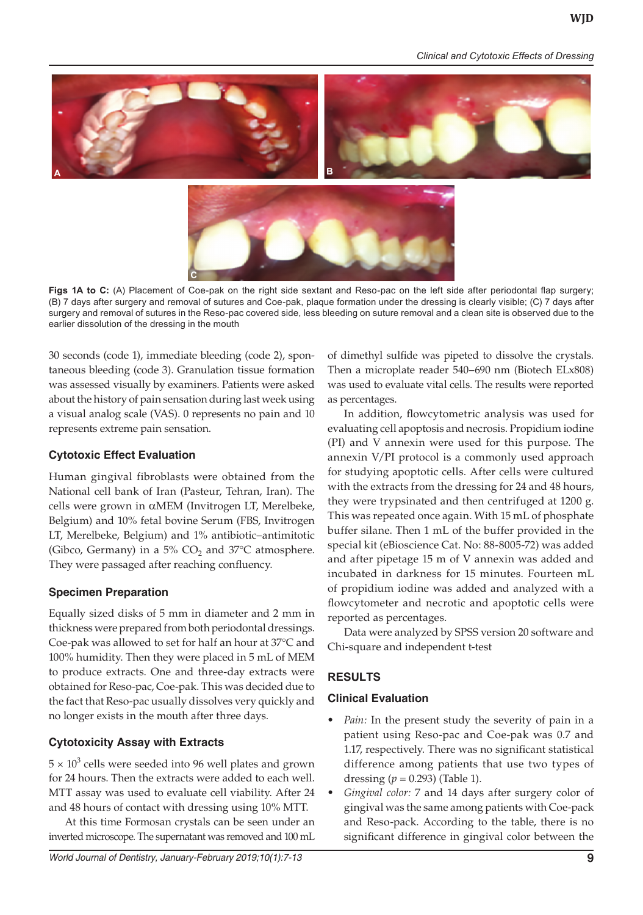Figs 1A to C: (A) Placement of Coe-pak on the right side sextant and Reso-pac on the left side after periodontal flap surgery; (B) 7 days after surgery and removal of sutures and Coe-pak, plaque formation under the dressing is clearly visible; (C) 7 days after surgery and removal of sutures in the Reso-pac covered side, less bleeding on suture removal and a clean site is observed due to the earlier dissolution of the dressing in the mouth

30 seconds (code 1), immediate bleeding (code 2), spontaneous bleeding (code 3). Granulation tissue formation was assessed visually by examiners. Patients were asked about the history of pain sensation during last week using a visual analog scale (VAS). 0 represents no pain and 10 represents extreme pain sensation.

### Cytotoxic Effect Evaluation

Human gingival fibroblasts were obtained from the National cell bank of Iran (Pasteur, Tehran, Iran). The cells were grown in αMEM (Invitrogen LT, Merelbeke, Belgium) and 10% fetal bovine Serum (FBS, Invitrogen LT, Merelbeke, Belgium) and 1% antibiotic–antimitotic (Gibco, Germany) in a 5% $CO_2$ and 37°C atmosphere. They were passaged after reaching confluency.

### Specimen Preparation

Equally sized disks of 5 mm in diameter and 2 mm in thickness were prepared from both periodontal dressings. Coe-pak was allowed to set for half an hour at 37°C and 100% humidity. Then they were placed in 5 mL of MEM to produce extracts. One and three-day extracts were obtained for Reso-pac, Coe-pak. This was decided due to the fact that Reso-pac usually dissolves very quickly and no longer exists in the mouth after three days.

### Cytotoxicity Assay with Extracts

$5 \times 10^3$ cells were seeded into 96 well plates and grown for 24 hours. Then the extracts were added to each well. MTT assay was used to evaluate cell viability. After 24 and 48 hours of contact with dressing using 10% MTT.

At this time Formosan crystals can be seen under an inverted microscope. The supernatant was removed and 100 mL of dimethyl sulfide was pipeted to dissolve the crystals. Then a microplate reader 540–690 nm (Biotech ELx808) was used to evaluate vital cells. The results were reported as percentages.

In addition, flowcytometric analysis was used for evaluating cell apoptosis and necrosis. Propidium iodine (PI) and V annexin were used for this purpose. The annexin V/PI protocol is a commonly used approach for studying apoptotic cells. After cells were cultured with the extracts from the dressing for 24 and 48 hours, they were trypsinated and then centrifuged at 1200 g. This was repeated once again. With 15 mL of phosphate buffer silane. Then 1 mL of the buffer provided in the special kit (eBioscience Cat. No: 88-8005-72) was added and after pipetage 15 m of V annexin was added and incubated in darkness for 15 minutes. Fourteen mL of propidium iodine was added and analyzed with a flowcytometer and necrotic and apoptotic cells were reported as percentages.

Data were analyzed by SPSS version 20 software and Chi-square and independent t-test

## RESULTS

### Clinical Evaluation

- *Pain:* In the present study the severity of pain in a patient using Reso-pac and Coe-pak was 0.7 and 1.17, respectively. There was no significant statistical difference among patients that use two types of dressing ($p = 0.293$) (Table 1).
- *Gingival color:* 7 and 14 days after surgery color of gingival was the same among patients with Coe-pack and Reso-pack. According to the table, there is no significant difference in gingival color between the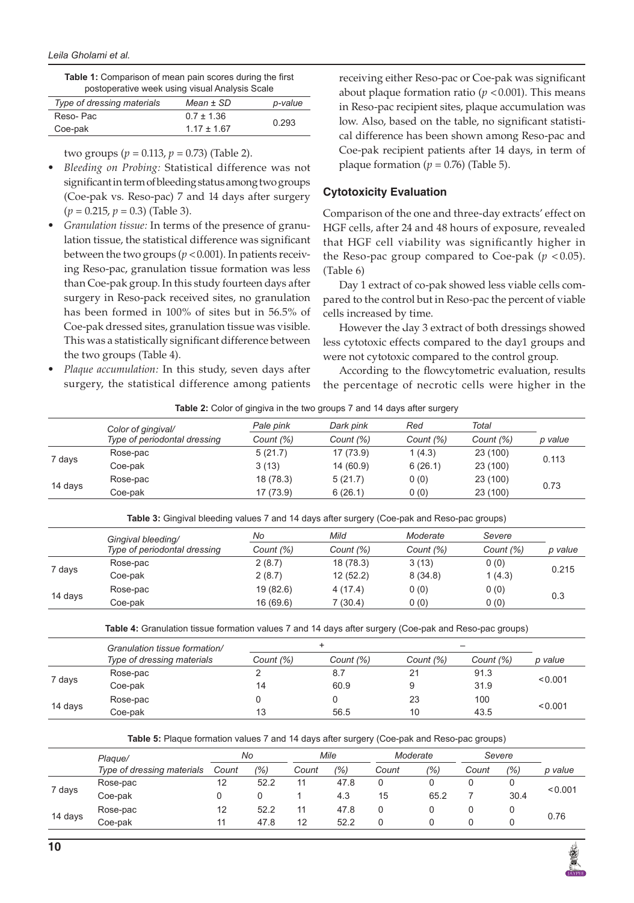**Table 1:** Comparison of mean pain scores during the first postoperative week using visual Analysis Scale

| Type of dressing materials | Mean ± SD | p-value |
|---|---|---|
| Reso- Pac | 0.7 ± 1.36 | 0.293 |
| Coe-pak | 1.17 ± 1.67 | |

two groups ($p = 0.113$, $p = 0.73$) (Table 2).

- *Bleeding on Probing:* Statistical difference was not significant in term of bleeding status among two groups (Coe-pak vs. Reso-pac) 7 and 14 days after surgery ($p = 0.215$, $p = 0.3$) (Table 3).
- *Granulation tissue:* In terms of the presence of granulation tissue, the statistical difference was significant between the two groups ($p < 0.001$). In patients receiving Reso-pac, granulation tissue formation was less than Coe-pak group. In this study fourteen days after surgery in Reso-pack received sites, no granulation has been formed in 100% of sites but in 56.5% of Coe-pak dressed sites, granulation tissue was visible. This was a statistically significant difference between the two groups (Table 4).
- *Plaque accumulation:* In this study, seven days after surgery, the statistical difference among patients receiving either Reso-pac or Coe-pak was significant about plaque formation ratio ($p < 0.001$). This means in Reso-pac recipient sites, plaque accumulation was low. Also, based on the table, no significant statistical difference has been shown among Reso-pac and Coe-pak recipient patients after 14 days, in term of plaque formation ($p = 0.76$) (Table 5).

### Cytotoxicity Evaluation

Comparison of the one and three-day extracts' effect on HGF cells, after 24 and 48 hours of exposure, revealed that HGF cell viability was significantly higher in the Reso-pac group compared to Coe-pak ($p < 0.05$). (Table 6)

Day 1 extract of co-pak showed less viable cells compared to the control but in Reso-pac the percent of viable cells increased by time.

However the day 3 extract of both dressings showed less cytotoxic effects compared to the day1 groups and were not cytotoxic compared to the control group.

According to the flowcytometric evaluation, results the percentage of necrotic cells were higher in the

**Table 2:** Color of gingiva in the two groups 7 and 14 days after surgery

| | Color of gingival/ Type of periodontal dressing | Pale pink Count (%) | Dark pink Count (%) | Red Count (%) | Total Count (%) | p value |
|---|---|---|---|---|---|---|
| 7 days | Rose-pac | 5 (21.7) | 17 (73.9) | 1 (4.3) | 23 (100) | 0.113 |
| | Coe-pak | 3 (13) | 14 (60.9) | 6 (26.1) | 23 (100) | |
| 14 days | Rose-pac | 18 (78.3) | 5 (21.7) | 0 (0) | 23 (100) | 0.73 |
| | Coe-pak | 17 (73.9) | 6 (26.1) | 0 (0) | 23 (100) | |

**Table 3:** Gingival bleeding values 7 and 14 days after surgery (Coe-pak and Reso-pac groups)

| | Gingival bleeding/ Type of periodontal dressing | No Count (%) | Mild Count (%) | Moderate Count (%) | Severe Count (%) | p value |
|---|---|---|---|---|---|---|
| 7 days | Rose-pac | 2 (8.7) | 18 (78.3) | 3 (13) | 0 (0) | 0.215 |
| | Coe-pak | 2 (8.7) | 12 (52.2) | 8 (34.8) | 1 (4.3) | |
| 14 days | Rose-pac | 19 (82.6) | 4 (17.4) | 0 (0) | 0 (0) | 0.3 |
| | Coe-pak | 16 (69.6) | 7 (30.4) | 0 (0) | 0 (0) | |

**Table 4:** Granulation tissue formation values 7 and 14 days after surgery (Coe-pak and Reso-pac groups)

| | Granulation tissue formation/ | + | | – | | |
|---|---|---|---|---|---|---|
| | Type of dressing materials | Count (%) | Count (%) | Count (%) | Count (%) | p value |
| 7 days | Rose-pac | 2 | 8.7 | 21 | 91.3 | <0.001 |
| | Coe-pak | 14 | 60.9 | 9 | 31.9 | |
| 14 days | Rose-pac | 0 | 0 | 23 | 100 | <0.001 |
| | Coe-pak | 13 | 56.5 | 10 | 43.5 | |

**Table 5:** Plaque formation values 7 and 14 days after surgery (Coe-pak and Reso-pac groups)

| | Plaque/ | No | | Mile | | Moderate | | Severe | | |
|---|---|---|---|---|---|---|---|---|---|---|
| | Type of dressing materials | Count | (%) | Count | (%) | Count | (%) | Count | (%) | p value |
| 7 days | Rose-pac | 12 | 52.2 | 11 | 47.8 | 0 | 0 | 0 | 0 | <0.001 |
| | Coe-pak | 0 | 0 | 1 | 4.3 | 15 | 65.2 | 7 | 30.4 | |
| 14 days | Rose-pac | 12 | 52.2 | 11 | 47.8 | 0 | 0 | 0 | 0 | 0.76 |
| | Coe-pak | 11 | 47.8 | 12 | 52.2 | 0 | 0 | 0 | 0 | |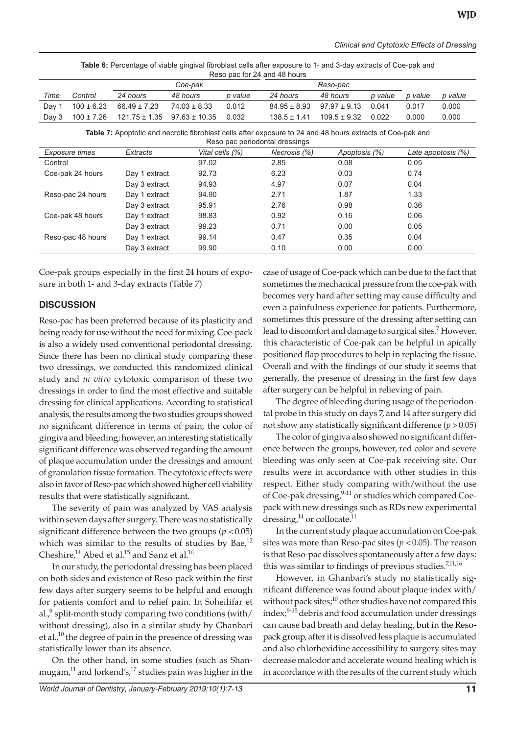**Table 6:** Percentage of viable gingival fibroblast cells after exposure to 1- and 3-day extracts of Coe-pak and Reso pac for 24 and 48 hours

| | | Coe-pak | | | Reso-pac | | | | |
|---|---|---|---|---|---|---|---|---|---|
| *Time* | *Control* | *24 hours* | *48 hours* | *p value* | *24 hours* | *48 hours* | *p value* | *p value* | *p value* |
| Day 1 | 100 ± 6.23 | 66.49 ± 7.23 | 74.03 ± 8.33 | 0.012 | 84.95 ± 8.93 | 97.97 ± 9.13 | 0.041 | 0.017 | 0.000 |
| Day 3 | 100 ± 7.26 | 121.75 ± 1.35 | 97.63 ± 10.35 | 0.032 | 138.5 ± 1.41 | 109.5 ± 9.32 | 0.022 | 0.000 | 0.000 |

**Table 7:** Apoptotic and necrotic fibroblast cells after exposure to 24 and 48 hours extracts of Coe-pak and Reso pac periodontal dressings

| *Exposure times* | *Extracts* | *Vital cells (%)* | *Necrosis (%)* | *Apoptosis (%)* | *Late apoptosis (%)* |
|---|---|---|---|---|---|
| Control | | 97.02 | 2.85 | 0.08 | 0.05 |
| Coe-pak 24 hours | Day 1 extract | 92.73 | 6.23 | 0.03 | 0.74 |
| | Day 3 extract | 94.93 | 4.97 | 0.07 | 0.04 |
| Reso-pac 24 hours | Day 1 extract | 94.90 | 2.71 | 1.87 | 1.33 |
| | Day 3 extract | 95.91 | 2.76 | 0.98 | 0.36 |
| Coe-pak 48 hours | Day 1 extract | 98.83 | 0.92 | 0.16 | 0.06 |
| | Day 3 extract | 99.23 | 0.71 | 0.00 | 0.05 |
| Reso-pac 48 hours | Day 1 extract | 99.14 | 0.47 | 0.35 | 0.04 |
| | Day 3 extract | 99.90 | 0.10 | 0.00 | 0.00 |

Coe-pak groups especially in the first 24 hours of exposure in both 1- and 3-day extracts (Table 7)

## DISCUSSION

Reso-pac has been preferred because of its plasticity and being ready for use without the need for mixing. Coe-pack is also a widely used conventional periodontal dressing. Since there has been no clinical study comparing these two dressings, we conducted this randomized clinical study and *in vitro* cytotoxic comparison of these two dressings in order to find the most effective and suitable dressing for clinical applications. According to statistical analysis, the results among the two studies groups showed no significant difference in terms of pain, the color of gingiva and bleeding; however, an interesting statistically significant difference was observed regarding the amount of plaque accumulation under the dressings and amount of granulation tissue formation. The cytotoxic effects were also in favor of Reso-pac which showed higher cell viability results that were statistically significant.

The severity of pain was analyzed by VAS analysis within seven days after surgery. There was no statistically significant difference between the two groups ($p < 0.05$) which was similar to the results of studies by Bae,[12] Cheshire,[14] Abed et al.[15] and Sanz et al.[16]

In our study, the periodontal dressing has been placed on both sides and existence of Reso-pack within the first few days after surgery seems to be helpful and enough for patients comfort and to relief pain. In Soheilifar et al.,[9] split-month study comparing two conditions (with/without dressing), also in a similar study by Ghanbari et al.,[10] the degree of pain in the presence of dressing was statistically lower than its absence.

On the other hand, in some studies (such as Shanmugam,[11] and Jorkend's,[17] studies pain was higher in the case of usage of Coe-pack which can be due to the fact that sometimes the mechanical pressure from the coe-pak with becomes very hard after setting may cause difficulty and even a painfulness experience for patients. Furthermore, sometimes this pressure of the dressing after setting can lead to discomfort and damage to surgical sites.[7] However, this characteristic of Coe-pak can be helpful in apically positioned flap procedures to help in replacing the tissue. Overall and with the findings of our study it seems that generally, the presence of dressing in the first few days after surgery can be helpful in relieving of pain.

The degree of bleeding during usage of the periodontal probe in this study on days 7, and 14 after surgery did not show any statistically significant difference ($p > 0.05$)

The color of gingiva also showed no significant difference between the groups, however, red color and severe bleeding was only seen at Coe-pak receiving site. Our results were in accordance with other studies in this respect. Either study comparing with/without the use of Coe-pak dressing,[9-11] or studies which compared Coe-pack with new dressings such as RDs new experimental dressing,[14] or collocate.[11]

In the current study plaque accumulation on Coe-pak sites was more than Reso-pac sites ($p < 0.05$). The reason is that Reso-pac dissolves spontaneously after a few days: this was similar to findings of previous studies.[7,11,16]

However, in Ghanbari's study no statistically significant difference was found about plaque index with/without pack sites;[10] other studies have not compared this index;[9-15] debris and food accumulation under dressings can cause bad breath and delay healing, but in the Reso-pack group, after it is dissolved less plaque is accumulated and also chlorhexidine accessibility to surgery sites may decrease malodor and accelerate wound healing which is in accordance with the results of the current study which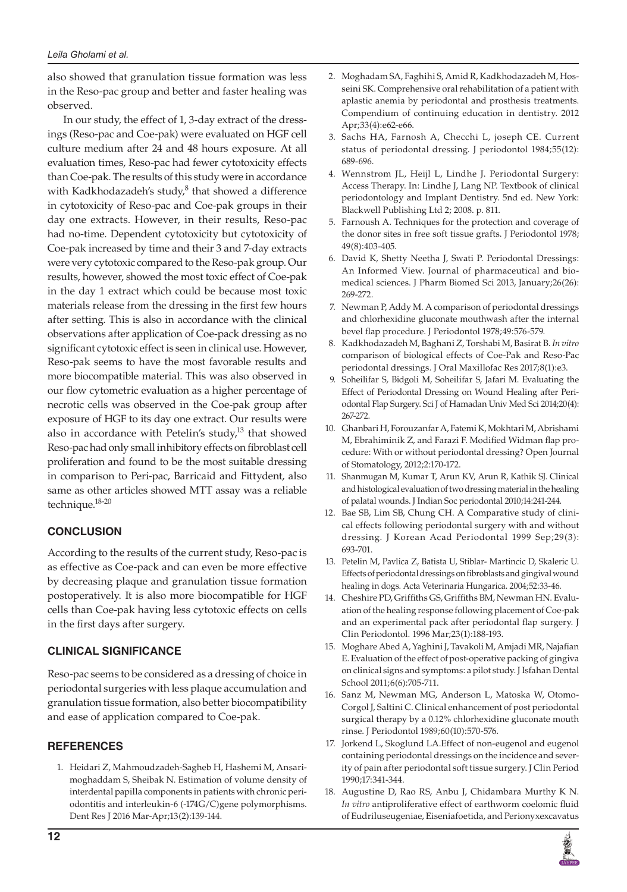also showed that granulation tissue formation was less in the Reso-pac group and better and faster healing was observed.

In our study, the effect of 1, 3-day extract of the dressings (Reso-pac and Coe-pak) were evaluated on HGF cell culture medium after 24 and 48 hours exposure. At all evaluation times, Reso-pac had fewer cytotoxicity effects than Coe-pak. The results of this study were in accordance with Kadkhodazadeh's study,[8] that showed a difference in cytotoxicity of Reso-pac and Coe-pak groups in their day one extracts. However, in their results, Reso-pac had no-time. Dependent cytotoxicity but cytotoxicity of Coe-pak increased by time and their 3 and 7-day extracts were very cytotoxic compared to the Reso-pak group. Our results, however, showed the most toxic effect of Coe-pak in the day 1 extract which could be because most toxic materials release from the dressing in the first few hours after setting. This is also in accordance with the clinical observations after application of Coe-pack dressing as no significant cytotoxic effect is seen in clinical use. However, Reso-pak seems to have the most favorable results and more biocompatible material. This was also observed in our flow cytometric evaluation as a higher percentage of necrotic cells was observed in the Coe-pak group after exposure of HGF to its day one extract. Our results were also in accordance with Petelin's study,[13] that showed Reso-pac had only small inhibitory effects on fibroblast cell proliferation and found to be the most suitable dressing in comparison to Peri-pac, Barricaid and Fittydent, also same as other articles showed MTT assay was a reliable technique.[18-20]

## CONCLUSION

According to the results of the current study, Reso-pac is as effective as Coe-pack and can even be more effective by decreasing plaque and granulation tissue formation postoperatively. It is also more biocompatible for HGF cells than Coe-pak having less cytotoxic effects on cells in the first days after surgery.

## CLINICAL SIGNIFICANCE

Reso-pac seems to be considered as a dressing of choice in periodontal surgeries with less plaque accumulation and granulation tissue formation, also better biocompatibility and ease of application compared to Coe-pak.

## REFERENCES

1. Heidari Z, Mahmoudzadeh-Sagheb H, Hashemi M, Ansarimoghaddam S, Sheibak N. Estimation of volume density of interdental papilla components in patients with chronic periodontitis and interleukin-6 (-174G/C)gene polymorphisms. Dent Res J 2016 Mar-Apr;13(2):139-144.
2. Moghadam SA, Faghihi S, Amid R, Kadkhodazadeh M, Hosseini SK. Comprehensive oral rehabilitation of a patient with aplastic anemia by periodontal and prosthesis treatments. Compendium of continuing education in dentistry. 2012 Apr;33(4):e62-e66.
3. Sachs HA, Farnosh A, Checchi L, joseph CE. Current status of periodontal dressing. J periodontol 1984;55(12): 689-696.
4. Wennstrom JL, Heijl L, Lindhe J. Periodontal Surgery: Access Therapy. In: Lindhe J, Lang NP. Textbook of clinical periodontology and Implant Dentistry. 5nd ed. New York: Blackwell Publishing Ltd 2; 2008. p. 811.
5. Farnoush A. Techniques for the protection and coverage of the donor sites in free soft tissue grafts. J Periodontol 1978; 49(8):403-405.
6. David K, Shetty Neetha J, Swati P. Periodontal Dressings: An Informed View. Journal of pharmaceutical and biomedical sciences. J Pharm Biomed Sci 2013, January;26(26): 269-272.
7. Newman P, Addy M. A comparison of periodontal dressings and chlorhexidine gluconate mouthwash after the internal bevel flap procedure. J Periodontol 1978;49:576-579.
8. Kadkhodazadeh M, Baghani Z, Torshabi M, Basirat B. *In vitro* comparison of biological effects of Coe-Pak and Reso-Pac periodontal dressings. J Oral Maxillofac Res 2017;8(1):e3.
9. Soheilifar S, Bidgoli M, Soheilifar S, Jafari M. Evaluating the Effect of Periodontal Dressing on Wound Healing after Periodontal Flap Surgery. Sci J of Hamadan Univ Med Sci 2014;20(4): 267-272.
10. Ghanbari H, Forouzanfar A, Fatemi K, Mokhtari M, Abrishami M, Ebrahiminik Z, and Farazi F. Modified Widman flap procedure: With or without periodontal dressing? Open Journal of Stomatology, 2012;2:170-172.
11. Shanmugan M, Kumar T, Arun KV, Arun R, Kathik SJ. Clinical and histological evaluation of two dressing material in the healing of palatal wounds. J Indian Soc periodontal 2010;14:241-244.
12. Bae SB, Lim SB, Chung CH. A Comparative study of clinical effects following periodontal surgery with and without dressing. J Korean Acad Periodontal 1999 Sep;29(3): 693-701.
13. Petelin M, Pavlica Z, Batista U, Stiblar- Martincic D, Skaleric U. Effects of periodontal dressings on fibroblasts and gingival wound healing in dogs. Acta Veterinaria Hungarica. 2004;52:33-46.
14. Cheshire PD, Griffiths GS, Griffiths BM, Newman HN. Evaluation of the healing response following placement of Coe-pak and an experimental pack after periodontal flap surgery. J Clin Periodontol. 1996 Mar;23(1):188-193.
15. Moghare Abed A, Yaghini J, Tavakoli M, Amjadi MR, Najafian E. Evaluation of the effect of post-operative packing of gingiva on clinical signs and symptoms: a pilot study. J Isfahan Dental School 2011;6(6):705-711.
16. Sanz M, Newman MG, Anderson L, Matoska W, Otomo-Corgol J, Saltini C. Clinical enhancement of post periodontal surgical therapy by a 0.12% chlorhexidine gluconate mouth rinse. J Periodontol 1989;60(10):570-576.
17. Jorkend L, Skoglund LA.Effect of non-eugenol and eugenol containing periodontal dressings on the incidence and severity of pain after periodontal soft tissue surgery. J Clin Period 1990;17:341-344.
18. Augustine D, Rao RS, Anbu J, Chidambara Murthy K N. *In vitro* antiproliferative effect of earthworm coelomic fluid of Eudriluseugeniae, Eiseniafoetida, and Perionyxexcavatus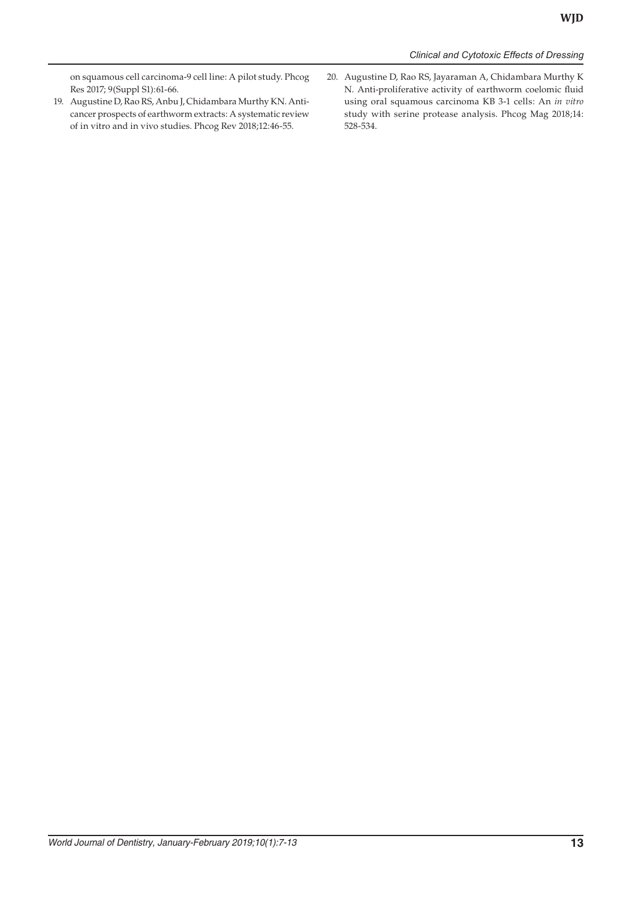on squamous cell carcinoma-9 cell line: A pilot study. Phcog Res 2017; 9(Suppl S1):61-66.

19. Augustine D, Rao RS, Anbu J, Chidambara Murthy KN. Anticancer prospects of earthworm extracts: A systematic review of in vitro and in vivo studies. Phcog Rev 2018;12:46-55.
20. Augustine D, Rao RS, Jayaraman A, Chidambara Murthy K N. Anti-proliferative activity of earthworm coelomic fluid using oral squamous carcinoma KB 3-1 cells: An *in vitro* study with serine protease analysis. Phcog Mag 2018;14: 528-534.